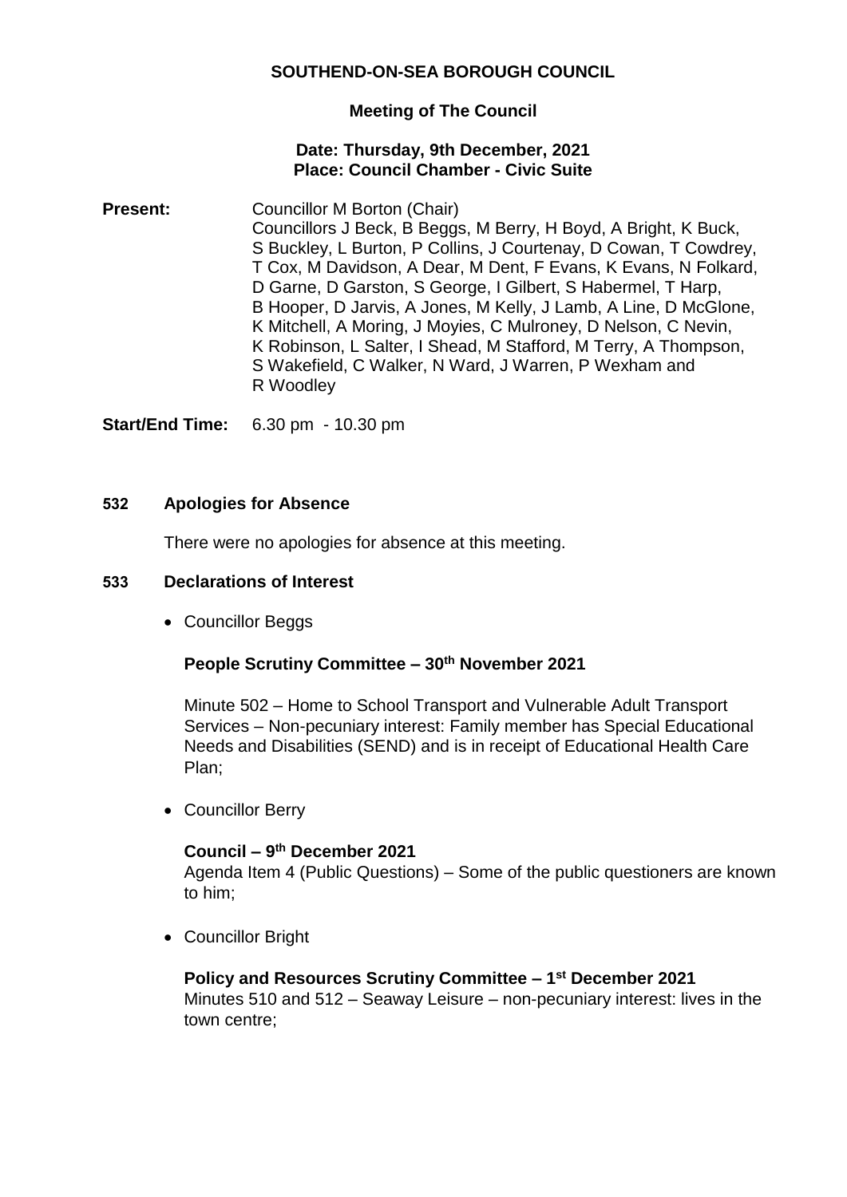# SOUTHEND-ON-SEA BOROUGH COUNCIL

## Meeting of The Council

**Date: Thursday, 9th December, 2021**
**Place: Council Chamber - Civic Suite**

**Present:** Councillor M Borton (Chair)
Councillors J Beck, B Beggs, M Berry, H Boyd, A Bright, K Buck, S Buckley, L Burton, P Collins, J Courtenay, D Cowan, T Cowdrey, T Cox, M Davidson, A Dear, M Dent, F Evans, K Evans, N Folkard, D Garne, D Garston, S George, I Gilbert, S Habermel, T Harp, B Hooper, D Jarvis, A Jones, M Kelly, J Lamb, A Line, D McGlone, K Mitchell, A Moring, J Moyies, C Mulroney, D Nelson, C Nevin, K Robinson, L Salter, I Shead, M Stafford, M Terry, A Thompson, S Wakefield, C Walker, N Ward, J Warren, P Wexham and R Woodley

**Start/End Time:** 6.30 pm - 10.30 pm

### 532 Apologies for Absence

There were no apologies for absence at this meeting.

### 533 Declarations of Interest

- Councillor Beggs

  **People Scrutiny Committee – 30th November 2021**

  Minute 502 – Home to School Transport and Vulnerable Adult Transport Services – Non-pecuniary interest: Family member has Special Educational Needs and Disabilities (SEND) and is in receipt of Educational Health Care Plan;

- Councillor Berry

  **Council – 9th December 2021**
  Agenda Item 4 (Public Questions) – Some of the public questioners are known to him;

- Councillor Bright

  **Policy and Resources Scrutiny Committee – 1st December 2021**
  Minutes 510 and 512 – Seaway Leisure – non-pecuniary interest: lives in the town centre;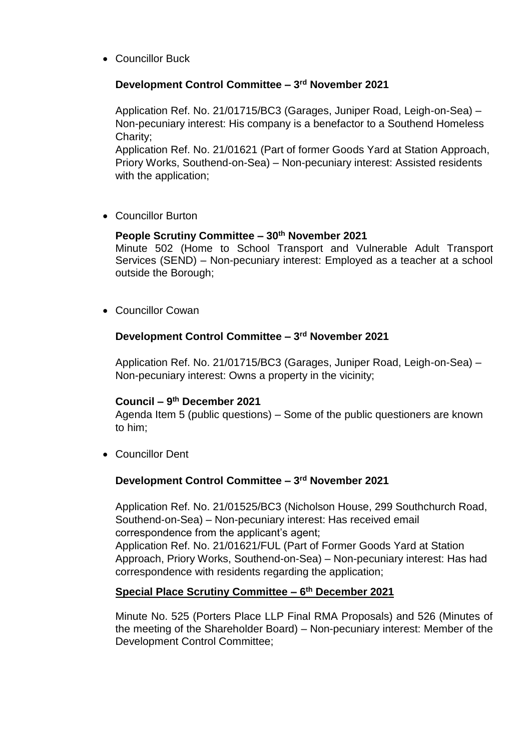- Councillor Buck

  **Development Control Committee – 3rd November 2021**

  Application Ref. No. 21/01715/BC3 (Garages, Juniper Road, Leigh-on-Sea) – Non-pecuniary interest: His company is a benefactor to a Southend Homeless Charity;
  Application Ref. No. 21/01621 (Part of former Goods Yard at Station Approach, Priory Works, Southend-on-Sea) – Non-pecuniary interest: Assisted residents with the application;

- Councillor Burton

  **People Scrutiny Committee – 30th November 2021**
  Minute 502 (Home to School Transport and Vulnerable Adult Transport Services (SEND) – Non-pecuniary interest: Employed as a teacher at a school outside the Borough;

- Councillor Cowan

  **Development Control Committee – 3rd November 2021**

  Application Ref. No. 21/01715/BC3 (Garages, Juniper Road, Leigh-on-Sea) – Non-pecuniary interest: Owns a property in the vicinity;

  **Council – 9th December 2021**
  Agenda Item 5 (public questions) – Some of the public questioners are known to him;

- Councillor Dent

  **Development Control Committee – 3rd November 2021**

  Application Ref. No. 21/01525/BC3 (Nicholson House, 299 Southchurch Road, Southend-on-Sea) – Non-pecuniary interest: Has received email correspondence from the applicant's agent;
  Application Ref. No. 21/01621/FUL (Part of Former Goods Yard at Station Approach, Priory Works, Southend-on-Sea) – Non-pecuniary interest: Has had correspondence with residents regarding the application;

  **Special Place Scrutiny Committee – 6th December 2021**

  Minute No. 525 (Porters Place LLP Final RMA Proposals) and 526 (Minutes of the meeting of the Shareholder Board) – Non-pecuniary interest: Member of the Development Control Committee;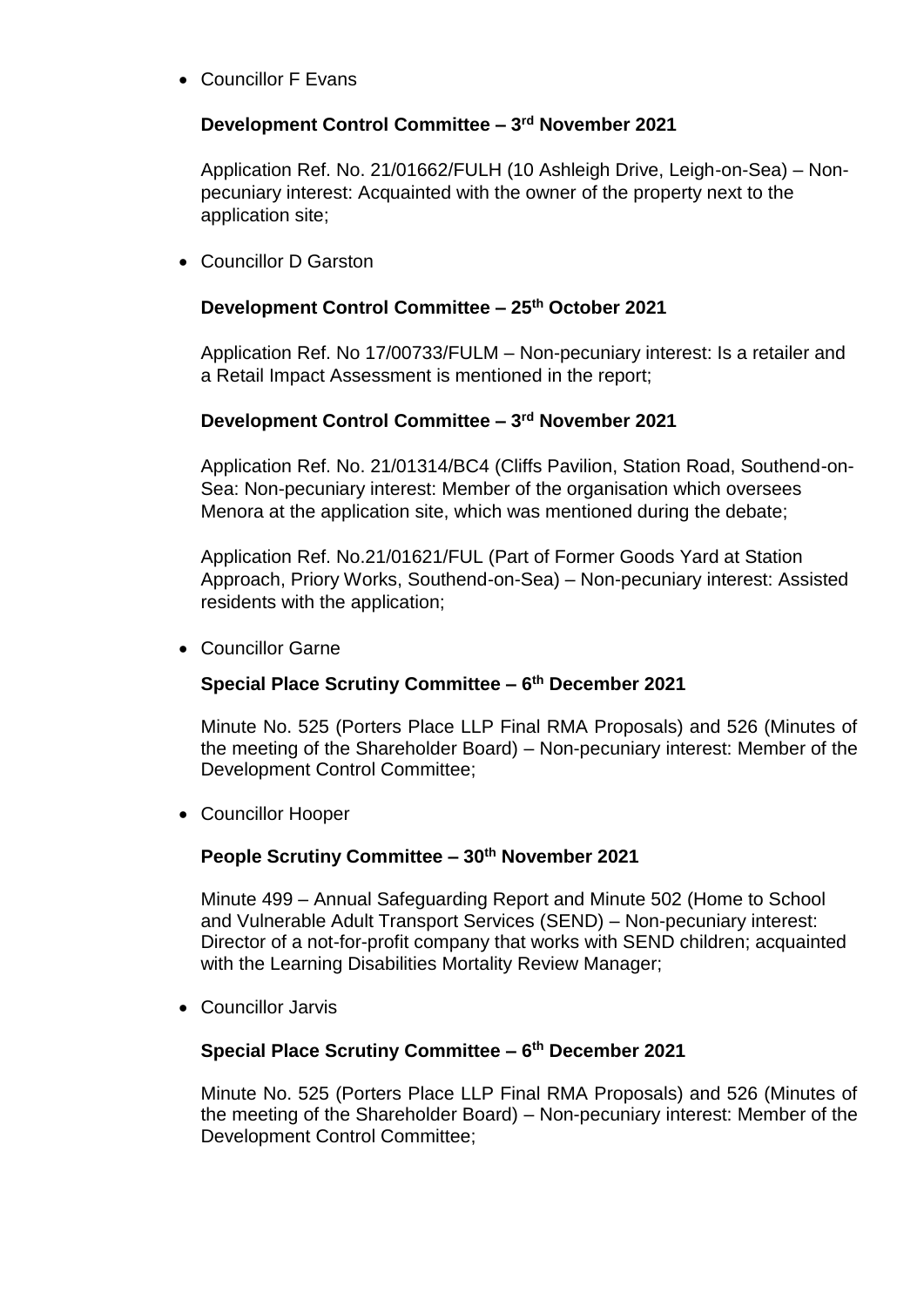- Councillor F Evans

  **Development Control Committee – 3rd November 2021**

  Application Ref. No. 21/01662/FULH (10 Ashleigh Drive, Leigh-on-Sea) – Non-pecuniary interest: Acquainted with the owner of the property next to the application site;

- Councillor D Garston

  **Development Control Committee – 25th October 2021**

  Application Ref. No 17/00733/FULM – Non-pecuniary interest: Is a retailer and a Retail Impact Assessment is mentioned in the report;

  **Development Control Committee – 3rd November 2021**

  Application Ref. No. 21/01314/BC4 (Cliffs Pavilion, Station Road, Southend-on-Sea: Non-pecuniary interest: Member of the organisation which oversees Menora at the application site, which was mentioned during the debate;

  Application Ref. No.21/01621/FUL (Part of Former Goods Yard at Station Approach, Priory Works, Southend-on-Sea) – Non-pecuniary interest: Assisted residents with the application;

- Councillor Garne

  **Special Place Scrutiny Committee – 6th December 2021**

  Minute No. 525 (Porters Place LLP Final RMA Proposals) and 526 (Minutes of the meeting of the Shareholder Board) – Non-pecuniary interest: Member of the Development Control Committee;

- Councillor Hooper

  **People Scrutiny Committee – 30th November 2021**

  Minute 499 – Annual Safeguarding Report and Minute 502 (Home to School and Vulnerable Adult Transport Services (SEND) – Non-pecuniary interest: Director of a not-for-profit company that works with SEND children; acquainted with the Learning Disabilities Mortality Review Manager;

- Councillor Jarvis

  **Special Place Scrutiny Committee – 6th December 2021**

  Minute No. 525 (Porters Place LLP Final RMA Proposals) and 526 (Minutes of the meeting of the Shareholder Board) – Non-pecuniary interest: Member of the Development Control Committee;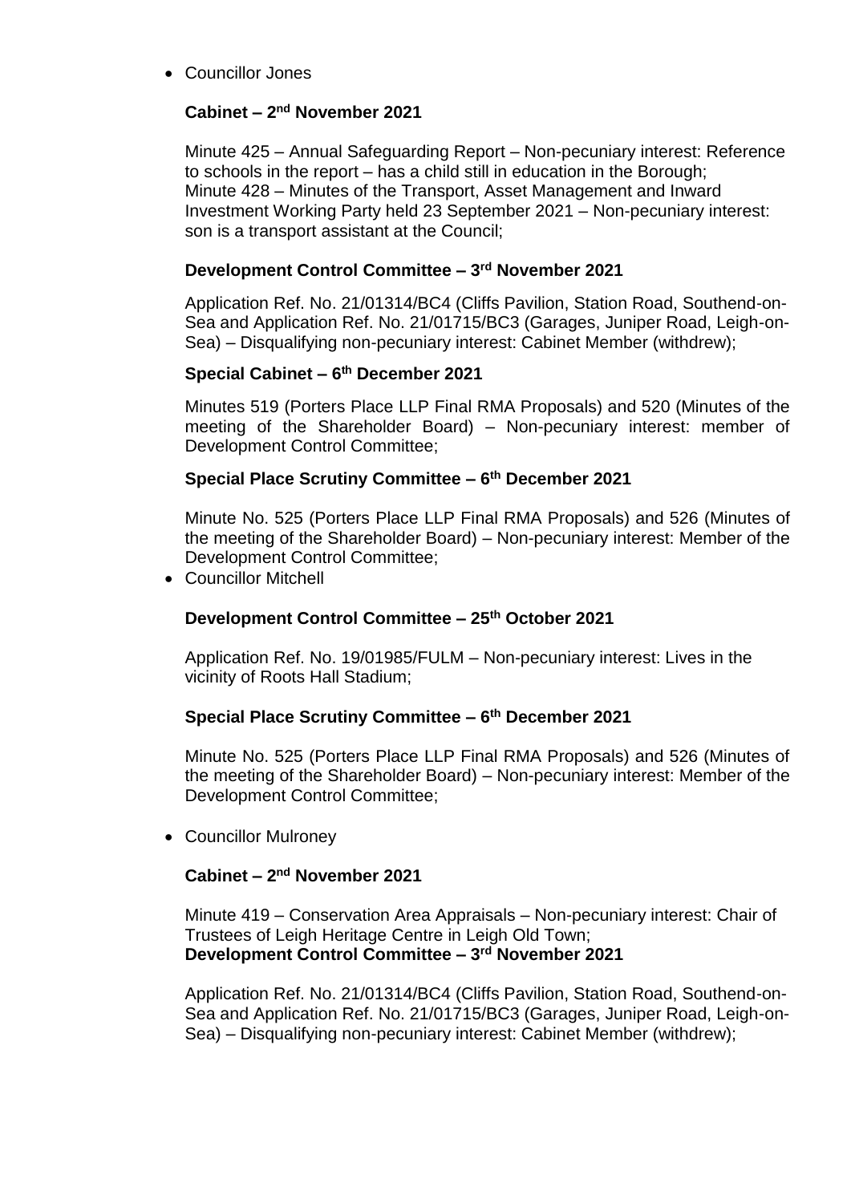- Councillor Jones

  **Cabinet – 2nd November 2021**

  Minute 425 – Annual Safeguarding Report – Non-pecuniary interest: Reference to schools in the report – has a child still in education in the Borough;
  Minute 428 – Minutes of the Transport, Asset Management and Inward Investment Working Party held 23 September 2021 – Non-pecuniary interest: son is a transport assistant at the Council;

  **Development Control Committee – 3rd November 2021**

  Application Ref. No. 21/01314/BC4 (Cliffs Pavilion, Station Road, Southend-on-Sea and Application Ref. No. 21/01715/BC3 (Garages, Juniper Road, Leigh-on-Sea) – Disqualifying non-pecuniary interest: Cabinet Member (withdrew);

  **Special Cabinet – 6th December 2021**

  Minutes 519 (Porters Place LLP Final RMA Proposals) and 520 (Minutes of the meeting of the Shareholder Board) – Non-pecuniary interest: member of Development Control Committee;

  **Special Place Scrutiny Committee – 6th December 2021**

  Minute No. 525 (Porters Place LLP Final RMA Proposals) and 526 (Minutes of the meeting of the Shareholder Board) – Non-pecuniary interest: Member of the Development Control Committee;

- Councillor Mitchell

  **Development Control Committee – 25th October 2021**

  Application Ref. No. 19/01985/FULM – Non-pecuniary interest: Lives in the vicinity of Roots Hall Stadium;

  **Special Place Scrutiny Committee – 6th December 2021**

  Minute No. 525 (Porters Place LLP Final RMA Proposals) and 526 (Minutes of the meeting of the Shareholder Board) – Non-pecuniary interest: Member of the Development Control Committee;

- Councillor Mulroney

  **Cabinet – 2nd November 2021**

  Minute 419 – Conservation Area Appraisals – Non-pecuniary interest: Chair of Trustees of Leigh Heritage Centre in Leigh Old Town;
  **Development Control Committee – 3rd November 2021**

  Application Ref. No. 21/01314/BC4 (Cliffs Pavilion, Station Road, Southend-on-Sea and Application Ref. No. 21/01715/BC3 (Garages, Juniper Road, Leigh-on-Sea) – Disqualifying non-pecuniary interest: Cabinet Member (withdrew);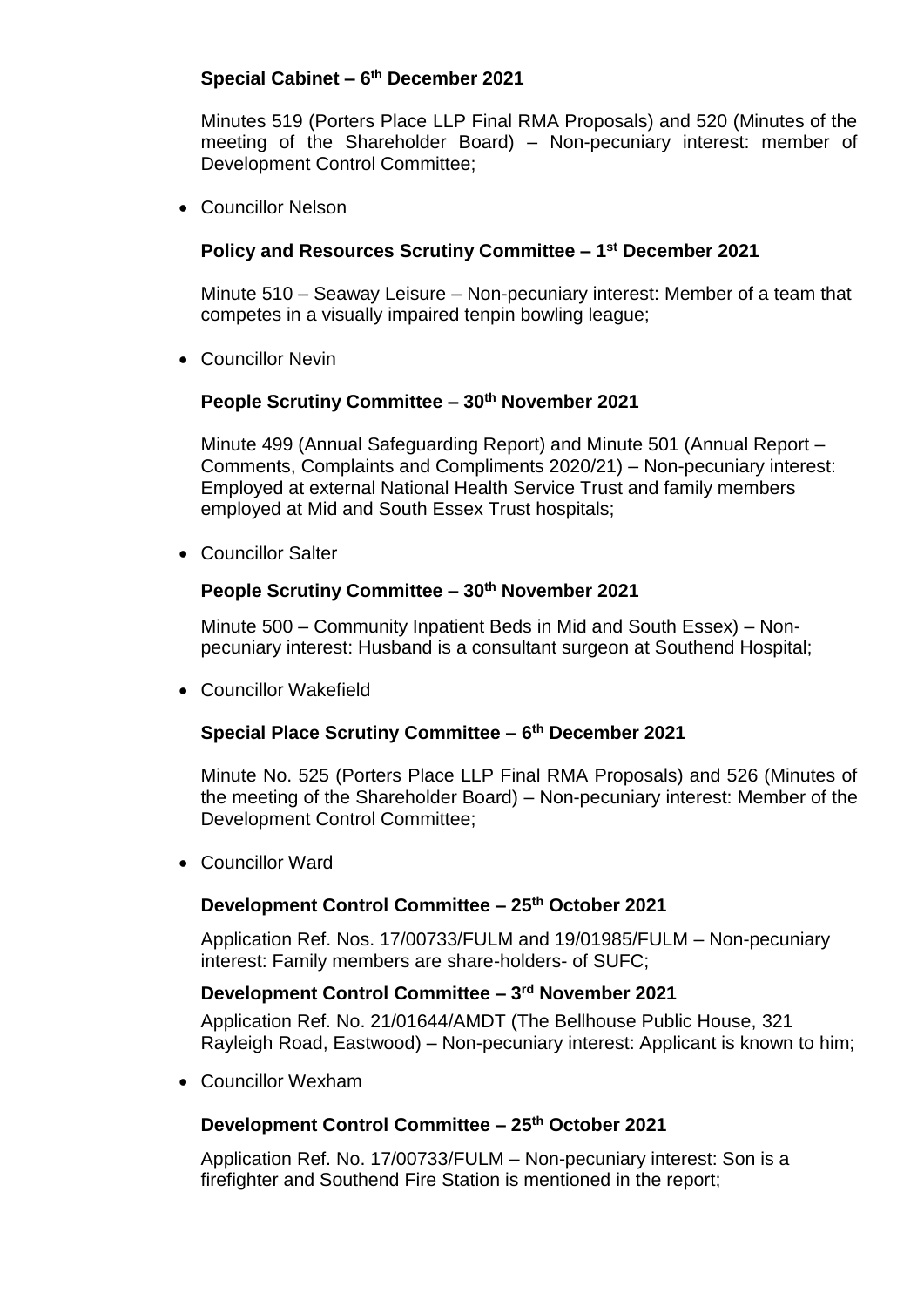**Special Cabinet – 6th December 2021**

Minutes 519 (Porters Place LLP Final RMA Proposals) and 520 (Minutes of the meeting of the Shareholder Board) – Non-pecuniary interest: member of Development Control Committee;

- Councillor Nelson

**Policy and Resources Scrutiny Committee – 1st December 2021**

Minute 510 – Seaway Leisure – Non-pecuniary interest: Member of a team that competes in a visually impaired tenpin bowling league;

- Councillor Nevin

**People Scrutiny Committee – 30th November 2021**

Minute 499 (Annual Safeguarding Report) and Minute 501 (Annual Report – Comments, Complaints and Compliments 2020/21) – Non-pecuniary interest: Employed at external National Health Service Trust and family members employed at Mid and South Essex Trust hospitals;

- Councillor Salter

**People Scrutiny Committee – 30th November 2021**

Minute 500 – Community Inpatient Beds in Mid and South Essex) – Non-pecuniary interest: Husband is a consultant surgeon at Southend Hospital;

- Councillor Wakefield

**Special Place Scrutiny Committee – 6th December 2021**

Minute No. 525 (Porters Place LLP Final RMA Proposals) and 526 (Minutes of the meeting of the Shareholder Board) – Non-pecuniary interest: Member of the Development Control Committee;

- Councillor Ward

**Development Control Committee – 25th October 2021**

Application Ref. Nos. 17/00733/FULM and 19/01985/FULM – Non-pecuniary interest: Family members are share-holders- of SUFC;

**Development Control Committee – 3rd November 2021**

Application Ref. No. 21/01644/AMDT (The Bellhouse Public House, 321 Rayleigh Road, Eastwood) – Non-pecuniary interest: Applicant is known to him;

- Councillor Wexham

**Development Control Committee – 25th October 2021**

Application Ref. No. 17/00733/FULM – Non-pecuniary interest: Son is a firefighter and Southend Fire Station is mentioned in the report;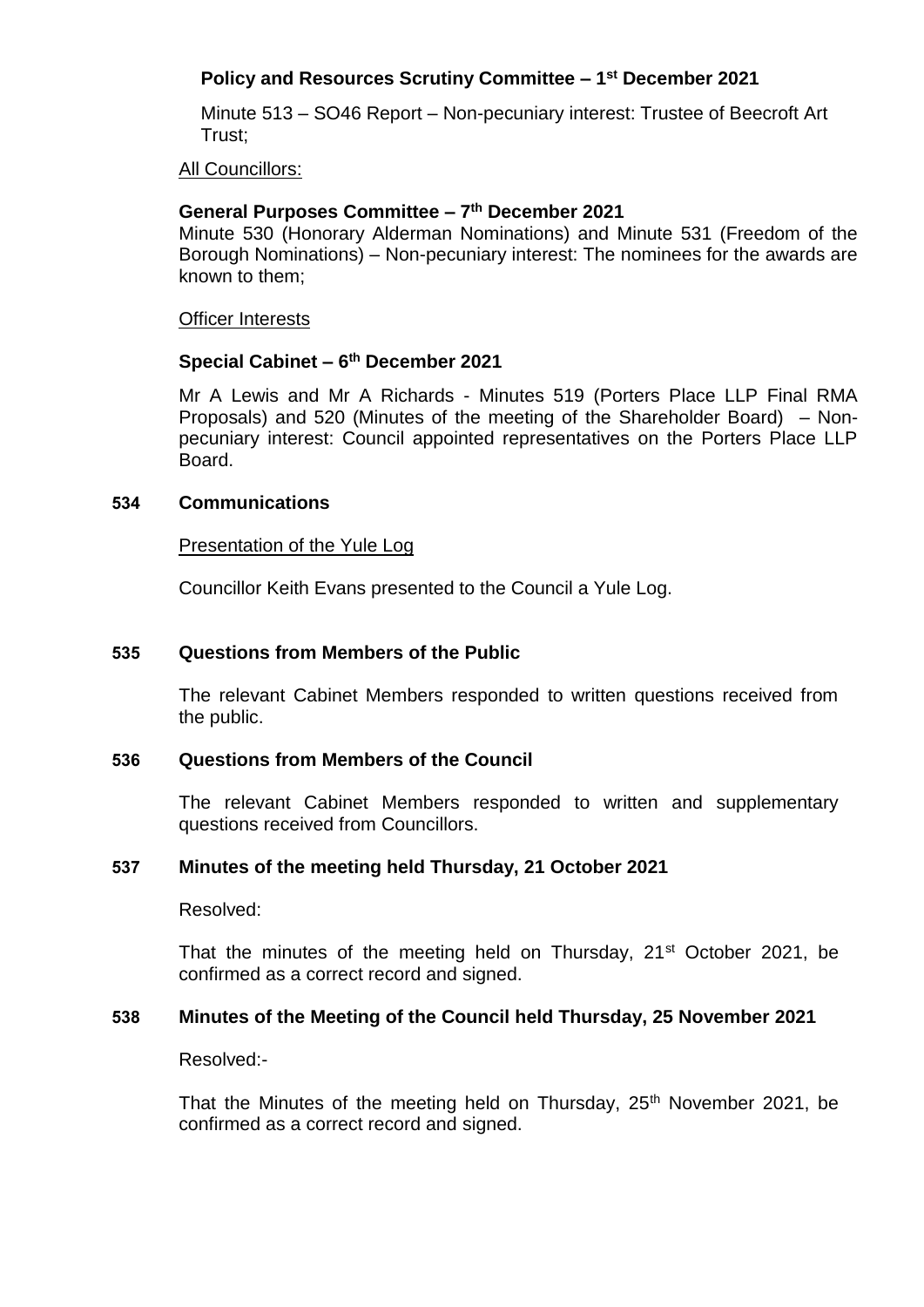**Policy and Resources Scrutiny Committee – 1st December 2021**

Minute 513 – SO46 Report – Non-pecuniary interest: Trustee of Beecroft Art Trust;

All Councillors:

**General Purposes Committee – 7th December 2021**

Minute 530 (Honorary Alderman Nominations) and Minute 531 (Freedom of the Borough Nominations) – Non-pecuniary interest: The nominees for the awards are known to them;

Officer Interests

**Special Cabinet – 6th December 2021**

Mr A Lewis and Mr A Richards - Minutes 519 (Porters Place LLP Final RMA Proposals) and 520 (Minutes of the meeting of the Shareholder Board) – Non-pecuniary interest: Council appointed representatives on the Porters Place LLP Board.

**534 Communications**

Presentation of the Yule Log

Councillor Keith Evans presented to the Council a Yule Log.

**535 Questions from Members of the Public**

The relevant Cabinet Members responded to written questions received from the public.

**536 Questions from Members of the Council**

The relevant Cabinet Members responded to written and supplementary questions received from Councillors.

**537 Minutes of the meeting held Thursday, 21 October 2021**

Resolved:

That the minutes of the meeting held on Thursday, 21st October 2021, be confirmed as a correct record and signed.

**538 Minutes of the Meeting of the Council held Thursday, 25 November 2021**

Resolved:-

That the Minutes of the meeting held on Thursday, 25th November 2021, be confirmed as a correct record and signed.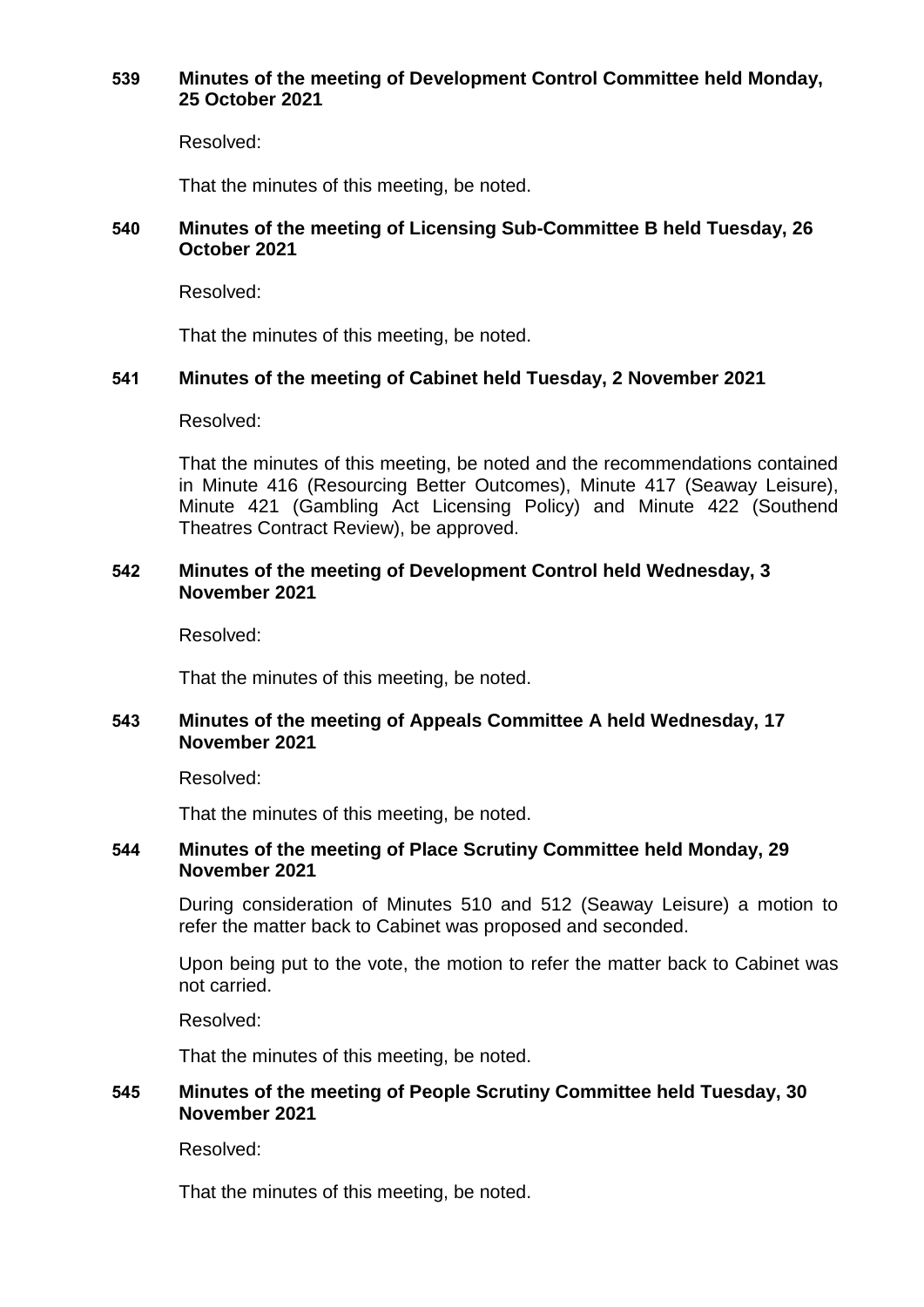### 539 Minutes of the meeting of Development Control Committee held Monday, 25 October 2021

Resolved:

That the minutes of this meeting, be noted.

### 540 Minutes of the meeting of Licensing Sub-Committee B held Tuesday, 26 October 2021

Resolved:

That the minutes of this meeting, be noted.

### 541 Minutes of the meeting of Cabinet held Tuesday, 2 November 2021

Resolved:

That the minutes of this meeting, be noted and the recommendations contained in Minute 416 (Resourcing Better Outcomes), Minute 417 (Seaway Leisure), Minute 421 (Gambling Act Licensing Policy) and Minute 422 (Southend Theatres Contract Review), be approved.

### 542 Minutes of the meeting of Development Control held Wednesday, 3 November 2021

Resolved:

That the minutes of this meeting, be noted.

### 543 Minutes of the meeting of Appeals Committee A held Wednesday, 17 November 2021

Resolved:

That the minutes of this meeting, be noted.

### 544 Minutes of the meeting of Place Scrutiny Committee held Monday, 29 November 2021

During consideration of Minutes 510 and 512 (Seaway Leisure) a motion to refer the matter back to Cabinet was proposed and seconded.

Upon being put to the vote, the motion to refer the matter back to Cabinet was not carried.

Resolved:

That the minutes of this meeting, be noted.

### 545 Minutes of the meeting of People Scrutiny Committee held Tuesday, 30 November 2021

Resolved:

That the minutes of this meeting, be noted.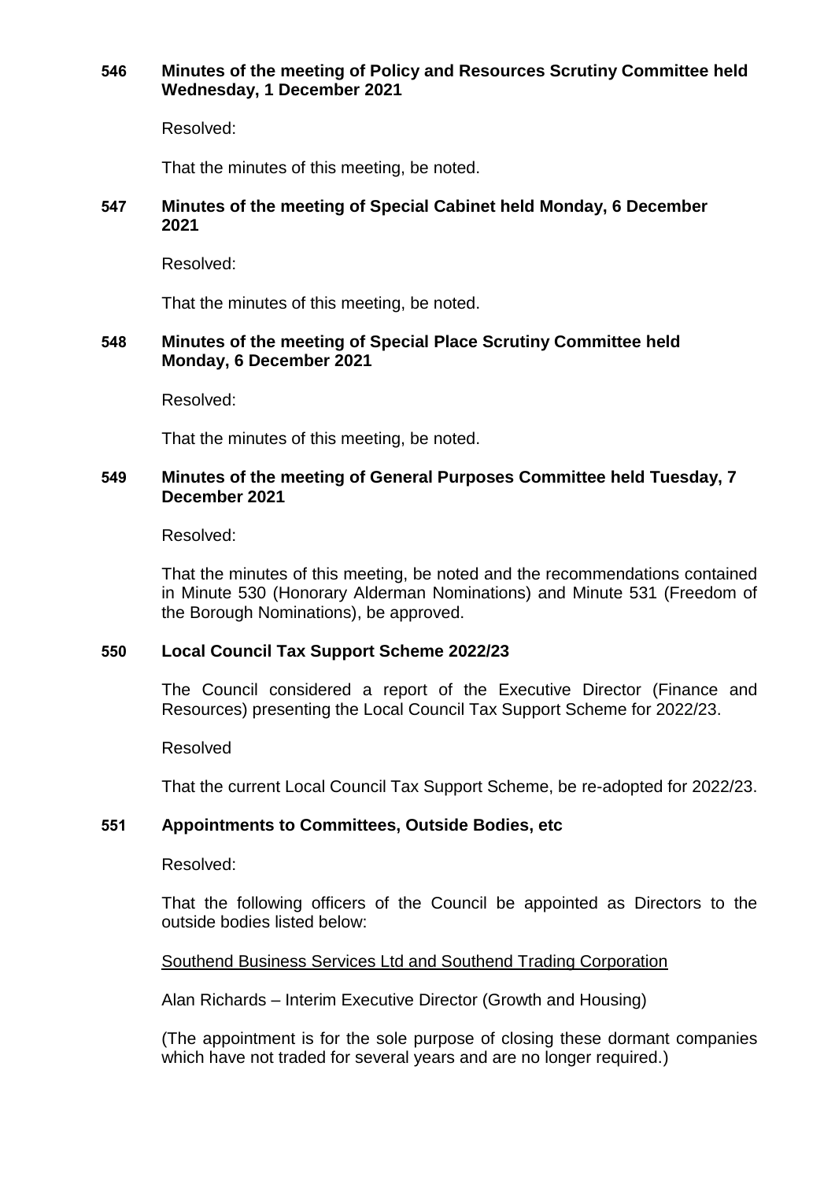**546 Minutes of the meeting of Policy and Resources Scrutiny Committee held Wednesday, 1 December 2021**

Resolved:

That the minutes of this meeting, be noted.

**547 Minutes of the meeting of Special Cabinet held Monday, 6 December 2021**

Resolved:

That the minutes of this meeting, be noted.

**548 Minutes of the meeting of Special Place Scrutiny Committee held Monday, 6 December 2021**

Resolved:

That the minutes of this meeting, be noted.

**549 Minutes of the meeting of General Purposes Committee held Tuesday, 7 December 2021**

Resolved:

That the minutes of this meeting, be noted and the recommendations contained in Minute 530 (Honorary Alderman Nominations) and Minute 531 (Freedom of the Borough Nominations), be approved.

**550 Local Council Tax Support Scheme 2022/23**

The Council considered a report of the Executive Director (Finance and Resources) presenting the Local Council Tax Support Scheme for 2022/23.

Resolved

That the current Local Council Tax Support Scheme, be re-adopted for 2022/23.

**551 Appointments to Committees, Outside Bodies, etc**

Resolved:

That the following officers of the Council be appointed as Directors to the outside bodies listed below:

<u>Southend Business Services Ltd and Southend Trading Corporation</u>

Alan Richards – Interim Executive Director (Growth and Housing)

(The appointment is for the sole purpose of closing these dormant companies which have not traded for several years and are no longer required.)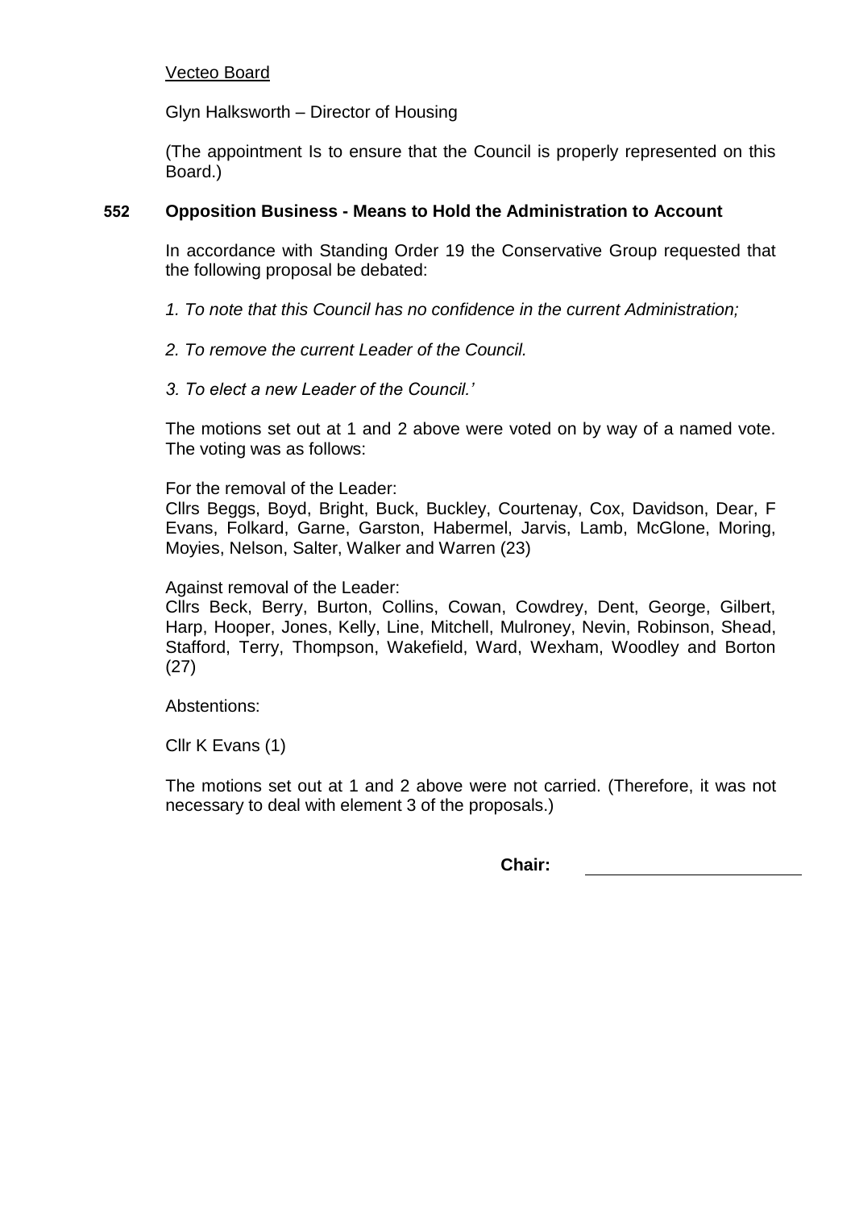Vecteo Board

Glyn Halksworth – Director of Housing

(The appointment Is to ensure that the Council is properly represented on this Board.)

**552 Opposition Business - Means to Hold the Administration to Account**

In accordance with Standing Order 19 the Conservative Group requested that the following proposal be debated:

*1. To note that this Council has no confidence in the current Administration;*

*2. To remove the current Leader of the Council.*

*3. To elect a new Leader of the Council.'*

The motions set out at 1 and 2 above were voted on by way of a named vote. The voting was as follows:

For the removal of the Leader:
Cllrs Beggs, Boyd, Bright, Buck, Buckley, Courtenay, Cox, Davidson, Dear, F Evans, Folkard, Garne, Garston, Habermel, Jarvis, Lamb, McGlone, Moring, Moyies, Nelson, Salter, Walker and Warren (23)

Against removal of the Leader:
Cllrs Beck, Berry, Burton, Collins, Cowan, Cowdrey, Dent, George, Gilbert, Harp, Hooper, Jones, Kelly, Line, Mitchell, Mulroney, Nevin, Robinson, Shead, Stafford, Terry, Thompson, Wakefield, Ward, Wexham, Woodley and Borton (27)

Abstentions:

Cllr K Evans (1)

The motions set out at 1 and 2 above were not carried. (Therefore, it was not necessary to deal with element 3 of the proposals.)

**Chair:** \_\_\_\_\_\_\_\_\_\_\_\_\_\_\_\_\_\_\_\_